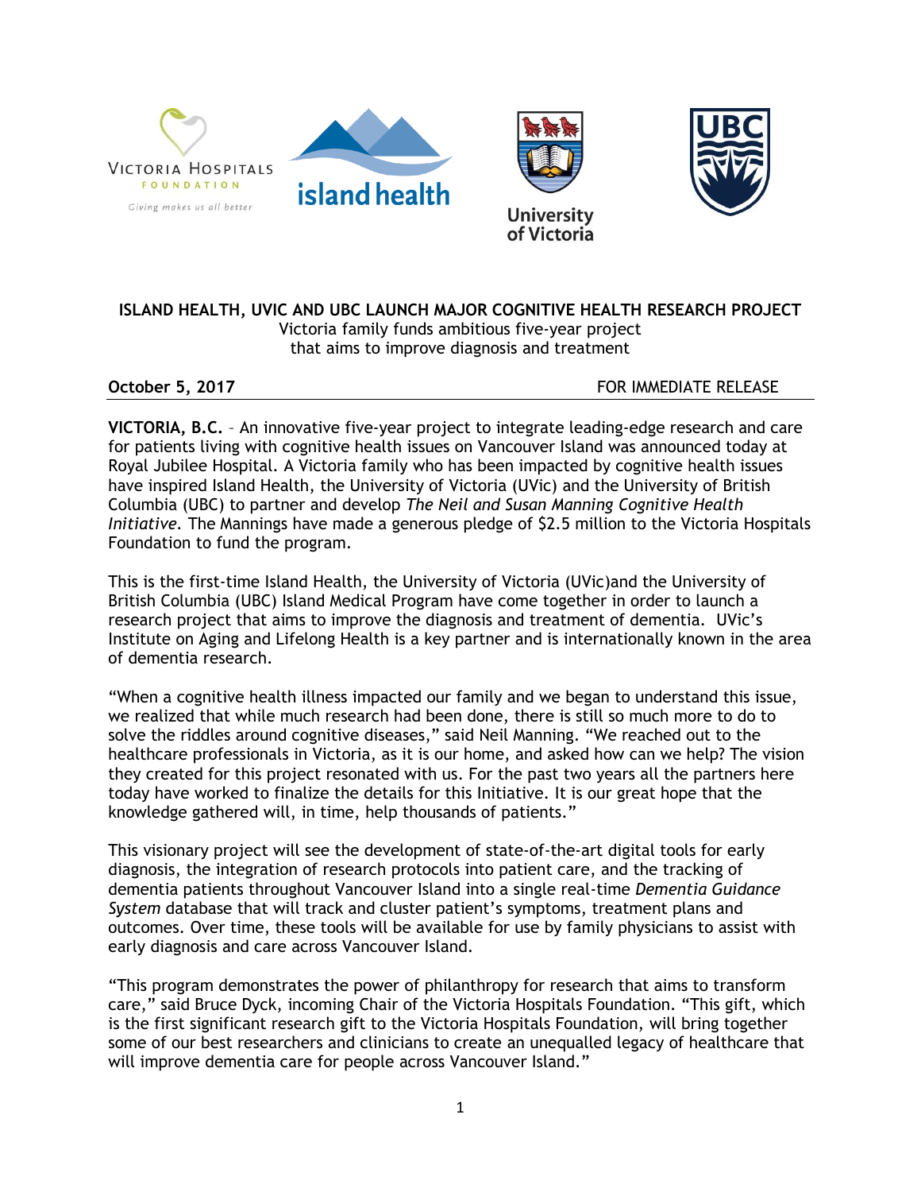Victoria Hospitals Foundation — Giving makes us all better

island health

University of Victoria

UBC

**ISLAND HEALTH, UVIC AND UBC LAUNCH MAJOR COGNITIVE HEALTH RESEARCH PROJECT**

Victoria family funds ambitious five-year project
that aims to improve diagnosis and treatment

**October 5, 2017** FOR IMMEDIATE RELEASE

**VICTORIA, B.C.** – An innovative five-year project to integrate leading-edge research and care for patients living with cognitive health issues on Vancouver Island was announced today at Royal Jubilee Hospital. A Victoria family who has been impacted by cognitive health issues have inspired Island Health, the University of Victoria (UVic) and the University of British Columbia (UBC) to partner and develop *The Neil and Susan Manning Cognitive Health Initiative*. The Mannings have made a generous pledge of $2.5 million to the Victoria Hospitals Foundation to fund the program.

This is the first-time Island Health, the University of Victoria (UVic)and the University of British Columbia (UBC) Island Medical Program have come together in order to launch a research project that aims to improve the diagnosis and treatment of dementia. UVic's Institute on Aging and Lifelong Health is a key partner and is internationally known in the area of dementia research.

"When a cognitive health illness impacted our family and we began to understand this issue, we realized that while much research had been done, there is still so much more to do to solve the riddles around cognitive diseases," said Neil Manning. "We reached out to the healthcare professionals in Victoria, as it is our home, and asked how can we help? The vision they created for this project resonated with us. For the past two years all the partners here today have worked to finalize the details for this Initiative. It is our great hope that the knowledge gathered will, in time, help thousands of patients."

This visionary project will see the development of state-of-the-art digital tools for early diagnosis, the integration of research protocols into patient care, and the tracking of dementia patients throughout Vancouver Island into a single real-time *Dementia Guidance System* database that will track and cluster patient's symptoms, treatment plans and outcomes. Over time, these tools will be available for use by family physicians to assist with early diagnosis and care across Vancouver Island.

"This program demonstrates the power of philanthropy for research that aims to transform care," said Bruce Dyck, incoming Chair of the Victoria Hospitals Foundation. "This gift, which is the first significant research gift to the Victoria Hospitals Foundation, will bring together some of our best researchers and clinicians to create an unequalled legacy of healthcare that will improve dementia care for people across Vancouver Island."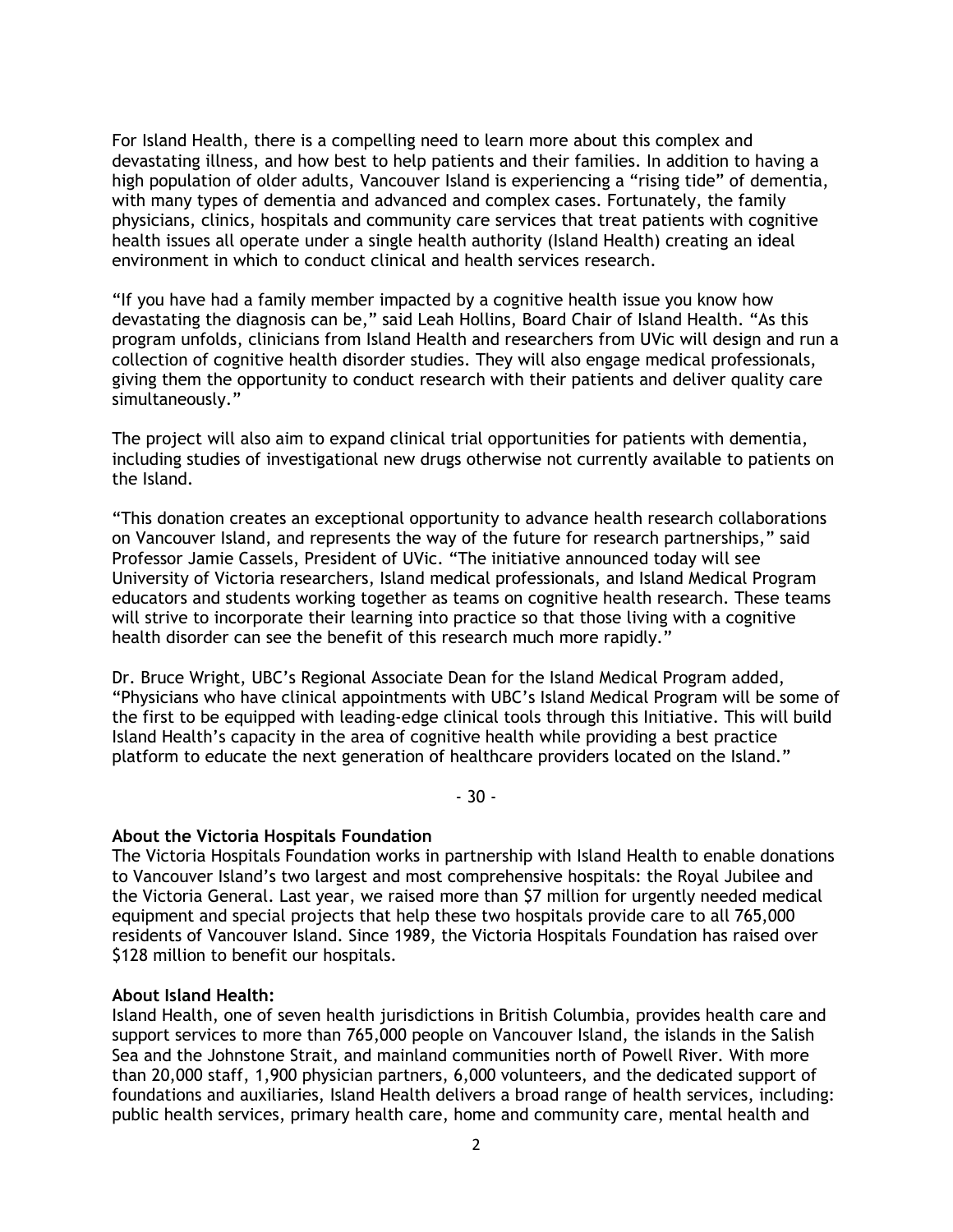For Island Health, there is a compelling need to learn more about this complex and devastating illness, and how best to help patients and their families. In addition to having a high population of older adults, Vancouver Island is experiencing a "rising tide" of dementia, with many types of dementia and advanced and complex cases. Fortunately, the family physicians, clinics, hospitals and community care services that treat patients with cognitive health issues all operate under a single health authority (Island Health) creating an ideal environment in which to conduct clinical and health services research.

"If you have had a family member impacted by a cognitive health issue you know how devastating the diagnosis can be," said Leah Hollins, Board Chair of Island Health. "As this program unfolds, clinicians from Island Health and researchers from UVic will design and run a collection of cognitive health disorder studies. They will also engage medical professionals, giving them the opportunity to conduct research with their patients and deliver quality care simultaneously."

The project will also aim to expand clinical trial opportunities for patients with dementia, including studies of investigational new drugs otherwise not currently available to patients on the Island.

"This donation creates an exceptional opportunity to advance health research collaborations on Vancouver Island, and represents the way of the future for research partnerships," said Professor Jamie Cassels, President of UVic. "The initiative announced today will see University of Victoria researchers, Island medical professionals, and Island Medical Program educators and students working together as teams on cognitive health research. These teams will strive to incorporate their learning into practice so that those living with a cognitive health disorder can see the benefit of this research much more rapidly."

Dr. Bruce Wright, UBC's Regional Associate Dean for the Island Medical Program added, "Physicians who have clinical appointments with UBC's Island Medical Program will be some of the first to be equipped with leading-edge clinical tools through this Initiative. This will build Island Health's capacity in the area of cognitive health while providing a best practice platform to educate the next generation of healthcare providers located on the Island."

- 30 -

**About the Victoria Hospitals Foundation**
The Victoria Hospitals Foundation works in partnership with Island Health to enable donations to Vancouver Island's two largest and most comprehensive hospitals: the Royal Jubilee and the Victoria General. Last year, we raised more than $7 million for urgently needed medical equipment and special projects that help these two hospitals provide care to all 765,000 residents of Vancouver Island. Since 1989, the Victoria Hospitals Foundation has raised over $128 million to benefit our hospitals.

**About Island Health:**
Island Health, one of seven health jurisdictions in British Columbia, provides health care and support services to more than 765,000 people on Vancouver Island, the islands in the Salish Sea and the Johnstone Strait, and mainland communities north of Powell River. With more than 20,000 staff, 1,900 physician partners, 6,000 volunteers, and the dedicated support of foundations and auxiliaries, Island Health delivers a broad range of health services, including: public health services, primary health care, home and community care, mental health and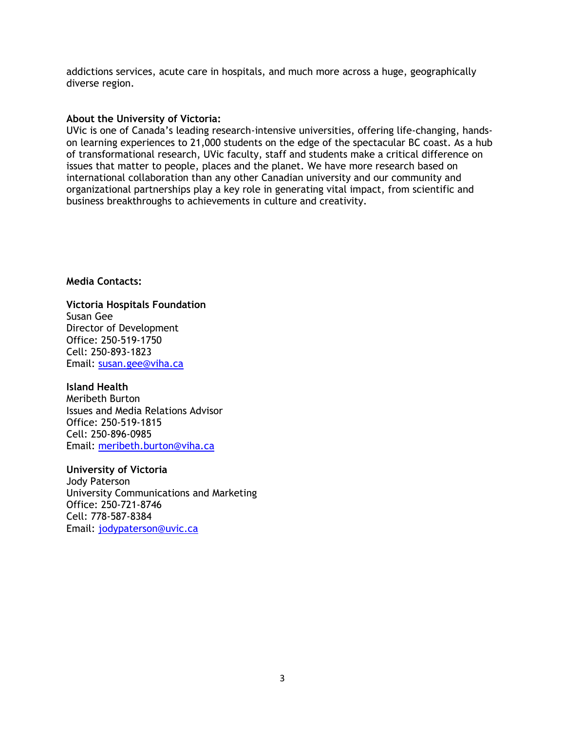addictions services, acute care in hospitals, and much more across a huge, geographically diverse region.

**About the University of Victoria:**
UVic is one of Canada's leading research-intensive universities, offering life-changing, hands-on learning experiences to 21,000 students on the edge of the spectacular BC coast. As a hub of transformational research, UVic faculty, staff and students make a critical difference on issues that matter to people, places and the planet. We have more research based on international collaboration than any other Canadian university and our community and organizational partnerships play a key role in generating vital impact, from scientific and business breakthroughs to achievements in culture and creativity.

**Media Contacts:**

**Victoria Hospitals Foundation**
Susan Gee
Director of Development
Office: 250-519-1750
Cell: 250-893-1823
Email: susan.gee@viha.ca

**Island Health**
Meribeth Burton
Issues and Media Relations Advisor
Office: 250-519-1815
Cell: 250-896-0985
Email: meribeth.burton@viha.ca

**University of Victoria**
Jody Paterson
University Communications and Marketing
Office: 250-721-8746
Cell: 778-587-8384
Email: jodypaterson@uvic.ca